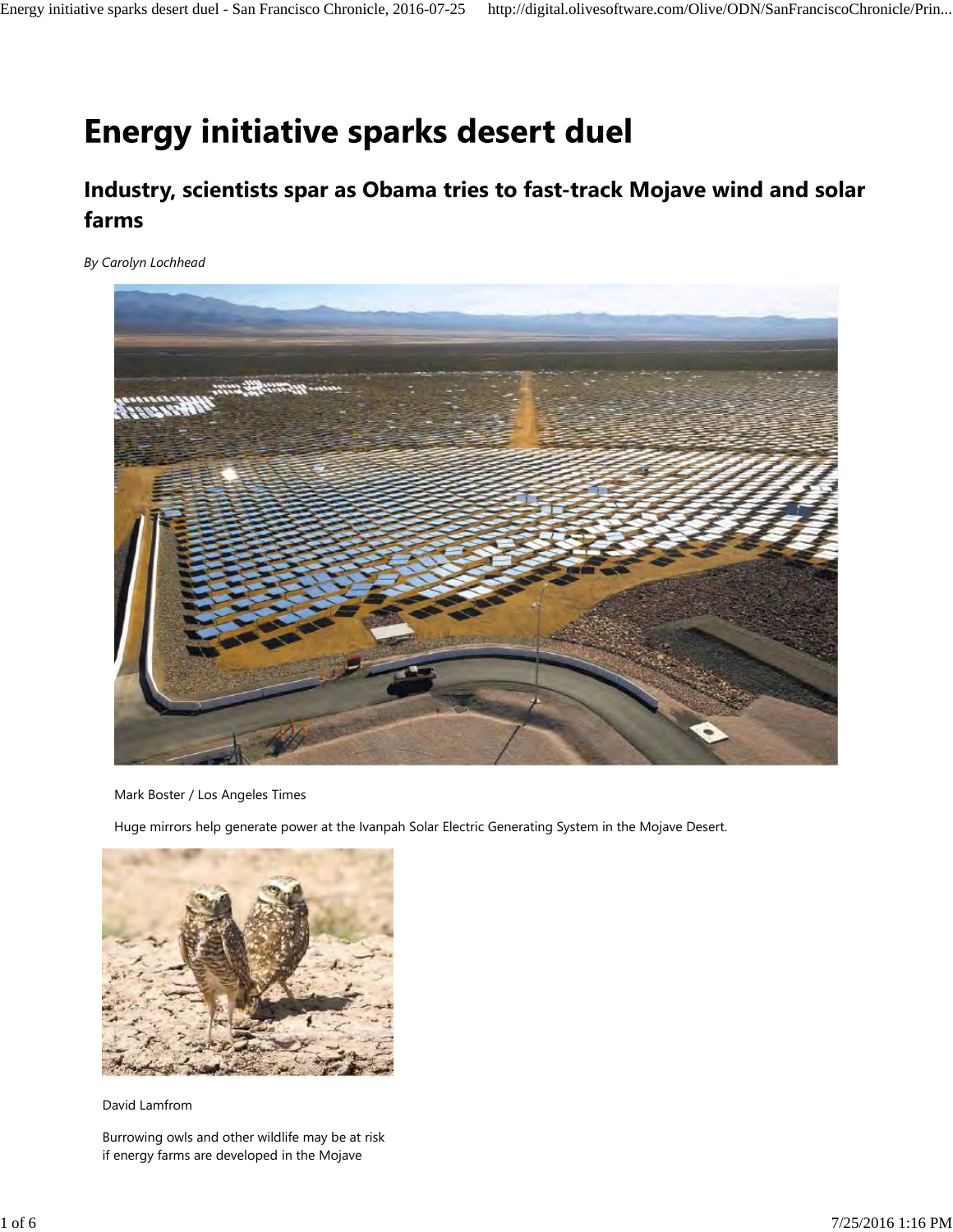# Energy initiative sparks desert duel

## Industry, scientists spar as Obama tries to fast-track Mojave wind and solar farms

*By Carolyn Lochhead*

Mark Boster / Los Angeles Times

Huge mirrors help generate power at the Ivanpah Solar Electric Generating System in the Mojave Desert.

David Lamfrom

Burrowing owls and other wildlife may be at risk if energy farms are developed in the Mojave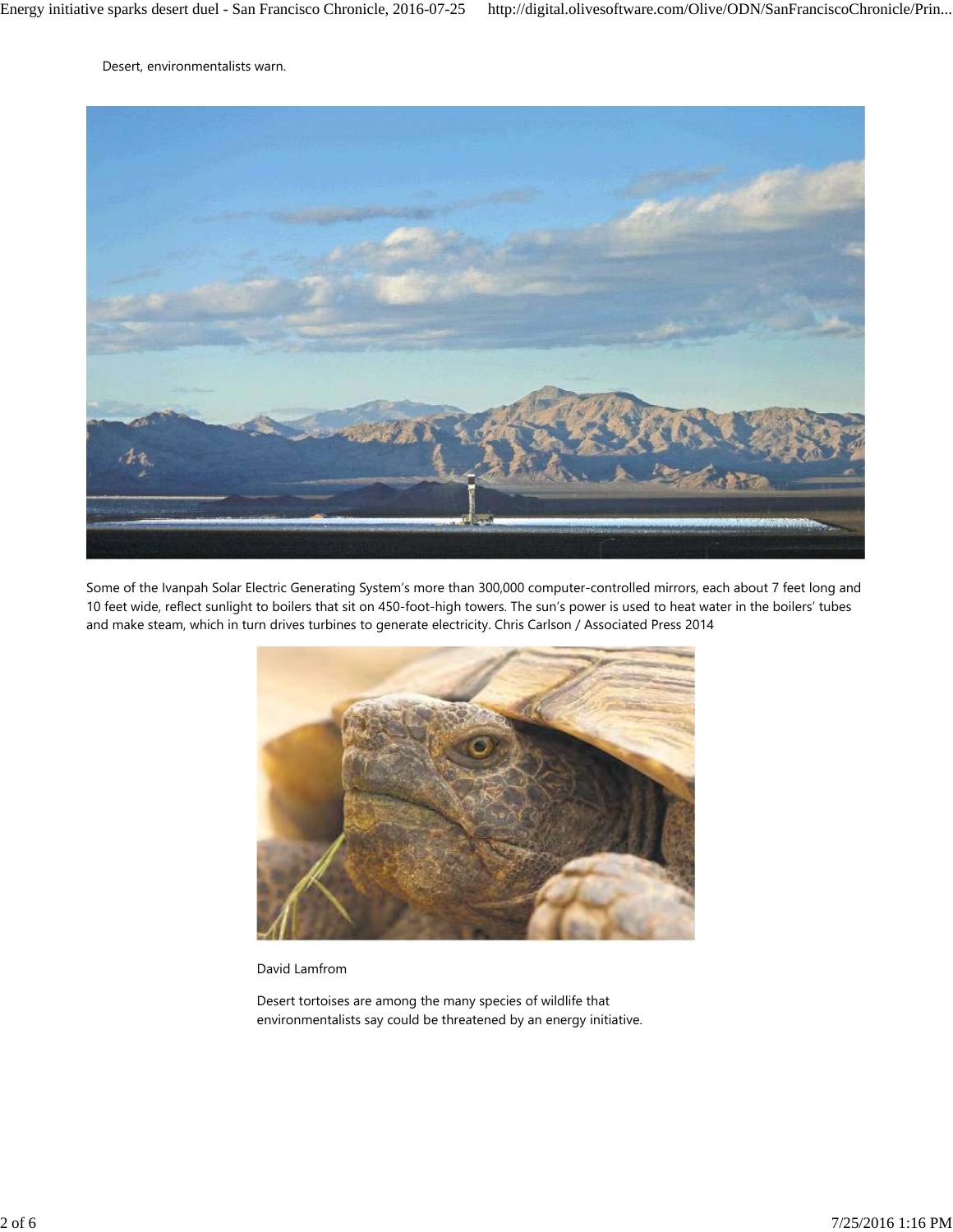Desert, environmentalists warn.

Some of the Ivanpah Solar Electric Generating System's more than 300,000 computer-controlled mirrors, each about 7 feet long and 10 feet wide, reflect sunlight to boilers that sit on 450-foot-high towers. The sun's power is used to heat water in the boilers' tubes and make steam, which in turn drives turbines to generate electricity. Chris Carlson / Associated Press 2014

David Lamfrom

Desert tortoises are among the many species of wildlife that environmentalists say could be threatened by an energy initiative.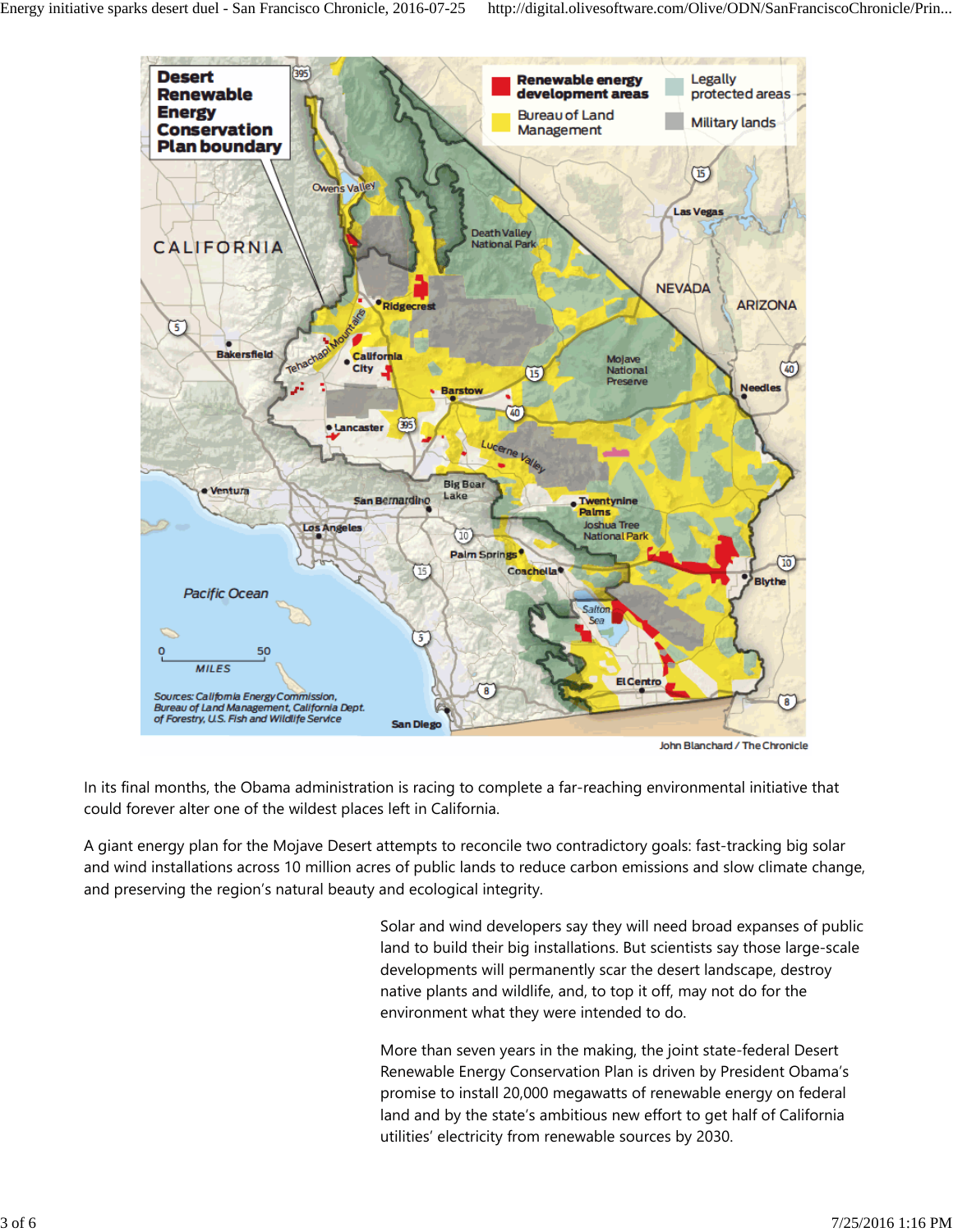In its final months, the Obama administration is racing to complete a far-reaching environmental initiative that could forever alter one of the wildest places left in California.

A giant energy plan for the Mojave Desert attempts to reconcile two contradictory goals: fast-tracking big solar and wind installations across 10 million acres of public lands to reduce carbon emissions and slow climate change, and preserving the region's natural beauty and ecological integrity.

Solar and wind developers say they will need broad expanses of public land to build their big installations. But scientists say those large-scale developments will permanently scar the desert landscape, destroy native plants and wildlife, and, to top it off, may not do for the environment what they were intended to do.

More than seven years in the making, the joint state-federal Desert Renewable Energy Conservation Plan is driven by President Obama's promise to install 20,000 megawatts of renewable energy on federal land and by the state's ambitious new effort to get half of California utilities' electricity from renewable sources by 2030.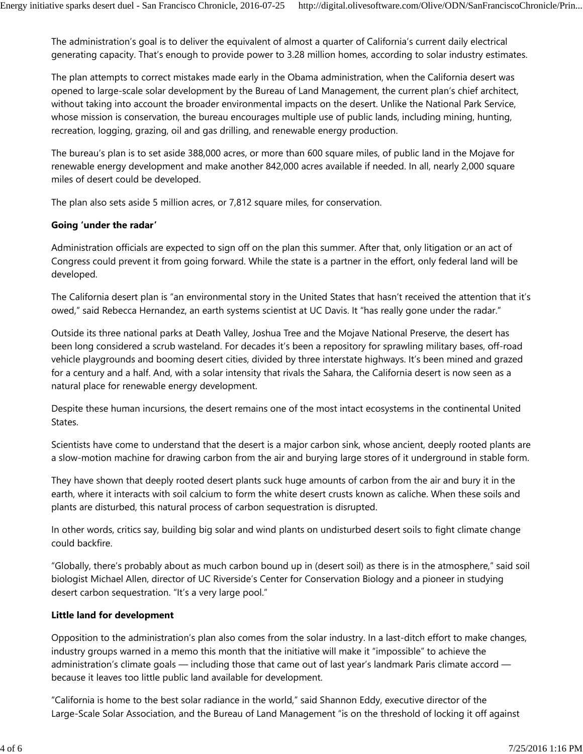The administration’s goal is to deliver the equivalent of almost a quarter of California’s current daily electrical generating capacity. That’s enough to provide power to 3.28 million homes, according to solar industry estimates.

The plan attempts to correct mistakes made early in the Obama administration, when the California desert was opened to large-scale solar development by the Bureau of Land Management, the current plan’s chief architect, without taking into account the broader environmental impacts on the desert. Unlike the National Park Service, whose mission is conservation, the bureau encourages multiple use of public lands, including mining, hunting, recreation, logging, grazing, oil and gas drilling, and renewable energy production.

The bureau’s plan is to set aside 388,000 acres, or more than 600 square miles, of public land in the Mojave for renewable energy development and make another 842,000 acres available if needed. In all, nearly 2,000 square miles of desert could be developed.

The plan also sets aside 5 million acres, or 7,812 square miles, for conservation.

**Going ‘under the radar’**

Administration officials are expected to sign off on the plan this summer. After that, only litigation or an act of Congress could prevent it from going forward. While the state is a partner in the effort, only federal land will be developed.

The California desert plan is “an environmental story in the United States that hasn’t received the attention that it’s owed,” said Rebecca Hernandez, an earth systems scientist at UC Davis. It “has really gone under the radar.”

Outside its three national parks at Death Valley, Joshua Tree and the Mojave National Preserve, the desert has been long considered a scrub wasteland. For decades it’s been a repository for sprawling military bases, off-road vehicle playgrounds and booming desert cities, divided by three interstate highways. It’s been mined and grazed for a century and a half. And, with a solar intensity that rivals the Sahara, the California desert is now seen as a natural place for renewable energy development.

Despite these human incursions, the desert remains one of the most intact ecosystems in the continental United States.

Scientists have come to understand that the desert is a major carbon sink, whose ancient, deeply rooted plants are a slow-motion machine for drawing carbon from the air and burying large stores of it underground in stable form.

They have shown that deeply rooted desert plants suck huge amounts of carbon from the air and bury it in the earth, where it interacts with soil calcium to form the white desert crusts known as caliche. When these soils and plants are disturbed, this natural process of carbon sequestration is disrupted.

In other words, critics say, building big solar and wind plants on undisturbed desert soils to fight climate change could backfire.

“Globally, there’s probably about as much carbon bound up in (desert soil) as there is in the atmosphere,” said soil biologist Michael Allen, director of UC Riverside’s Center for Conservation Biology and a pioneer in studying desert carbon sequestration. “It’s a very large pool.”

**Little land for development**

Opposition to the administration’s plan also comes from the solar industry. In a last-ditch effort to make changes, industry groups warned in a memo this month that the initiative will make it “impossible” to achieve the administration’s climate goals — including those that came out of last year’s landmark Paris climate accord — because it leaves too little public land available for development.

“California is home to the best solar radiance in the world,” said Shannon Eddy, executive director of the Large-Scale Solar Association, and the Bureau of Land Management “is on the threshold of locking it off against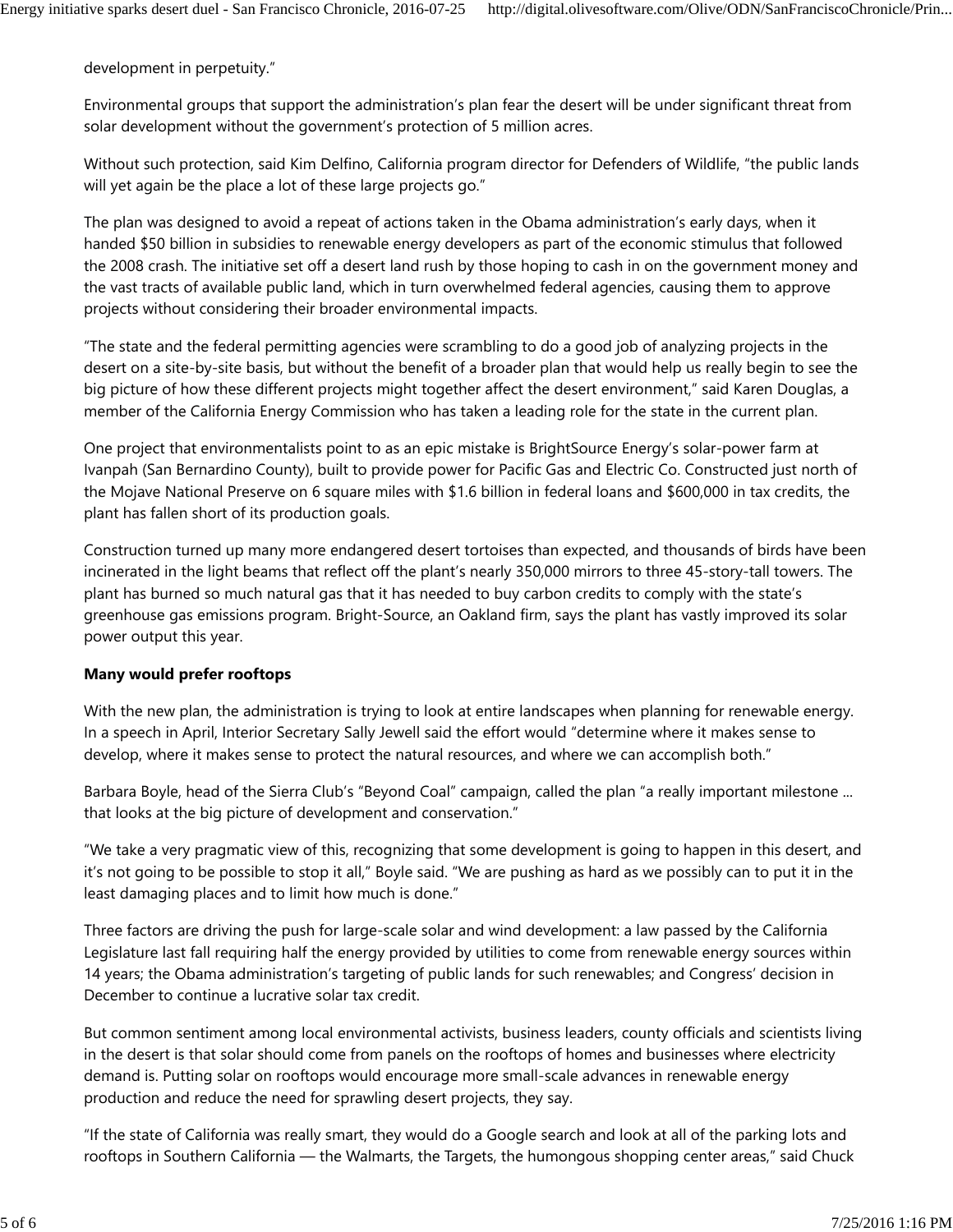development in perpetuity."

Environmental groups that support the administration's plan fear the desert will be under significant threat from solar development without the government's protection of 5 million acres.

Without such protection, said Kim Delfino, California program director for Defenders of Wildlife, "the public lands will yet again be the place a lot of these large projects go."

The plan was designed to avoid a repeat of actions taken in the Obama administration's early days, when it handed $50 billion in subsidies to renewable energy developers as part of the economic stimulus that followed the 2008 crash. The initiative set off a desert land rush by those hoping to cash in on the government money and the vast tracts of available public land, which in turn overwhelmed federal agencies, causing them to approve projects without considering their broader environmental impacts.

"The state and the federal permitting agencies were scrambling to do a good job of analyzing projects in the desert on a site-by-site basis, but without the benefit of a broader plan that would help us really begin to see the big picture of how these different projects might together affect the desert environment," said Karen Douglas, a member of the California Energy Commission who has taken a leading role for the state in the current plan.

One project that environmentalists point to as an epic mistake is BrightSource Energy's solar-power farm at Ivanpah (San Bernardino County), built to provide power for Pacific Gas and Electric Co. Constructed just north of the Mojave National Preserve on 6 square miles with $1.6 billion in federal loans and $600,000 in tax credits, the plant has fallen short of its production goals.

Construction turned up many more endangered desert tortoises than expected, and thousands of birds have been incinerated in the light beams that reflect off the plant's nearly 350,000 mirrors to three 45-story-tall towers. The plant has burned so much natural gas that it has needed to buy carbon credits to comply with the state's greenhouse gas emissions program. Bright-Source, an Oakland firm, says the plant has vastly improved its solar power output this year.

**Many would prefer rooftops**

With the new plan, the administration is trying to look at entire landscapes when planning for renewable energy. In a speech in April, Interior Secretary Sally Jewell said the effort would "determine where it makes sense to develop, where it makes sense to protect the natural resources, and where we can accomplish both."

Barbara Boyle, head of the Sierra Club's "Beyond Coal" campaign, called the plan "a really important milestone ... that looks at the big picture of development and conservation."

"We take a very pragmatic view of this, recognizing that some development is going to happen in this desert, and it's not going to be possible to stop it all," Boyle said. "We are pushing as hard as we possibly can to put it in the least damaging places and to limit how much is done."

Three factors are driving the push for large-scale solar and wind development: a law passed by the California Legislature last fall requiring half the energy provided by utilities to come from renewable energy sources within 14 years; the Obama administration's targeting of public lands for such renewables; and Congress' decision in December to continue a lucrative solar tax credit.

But common sentiment among local environmental activists, business leaders, county officials and scientists living in the desert is that solar should come from panels on the rooftops of homes and businesses where electricity demand is. Putting solar on rooftops would encourage more small-scale advances in renewable energy production and reduce the need for sprawling desert projects, they say.

"If the state of California was really smart, they would do a Google search and look at all of the parking lots and rooftops in Southern California — the Walmarts, the Targets, the humongous shopping center areas," said Chuck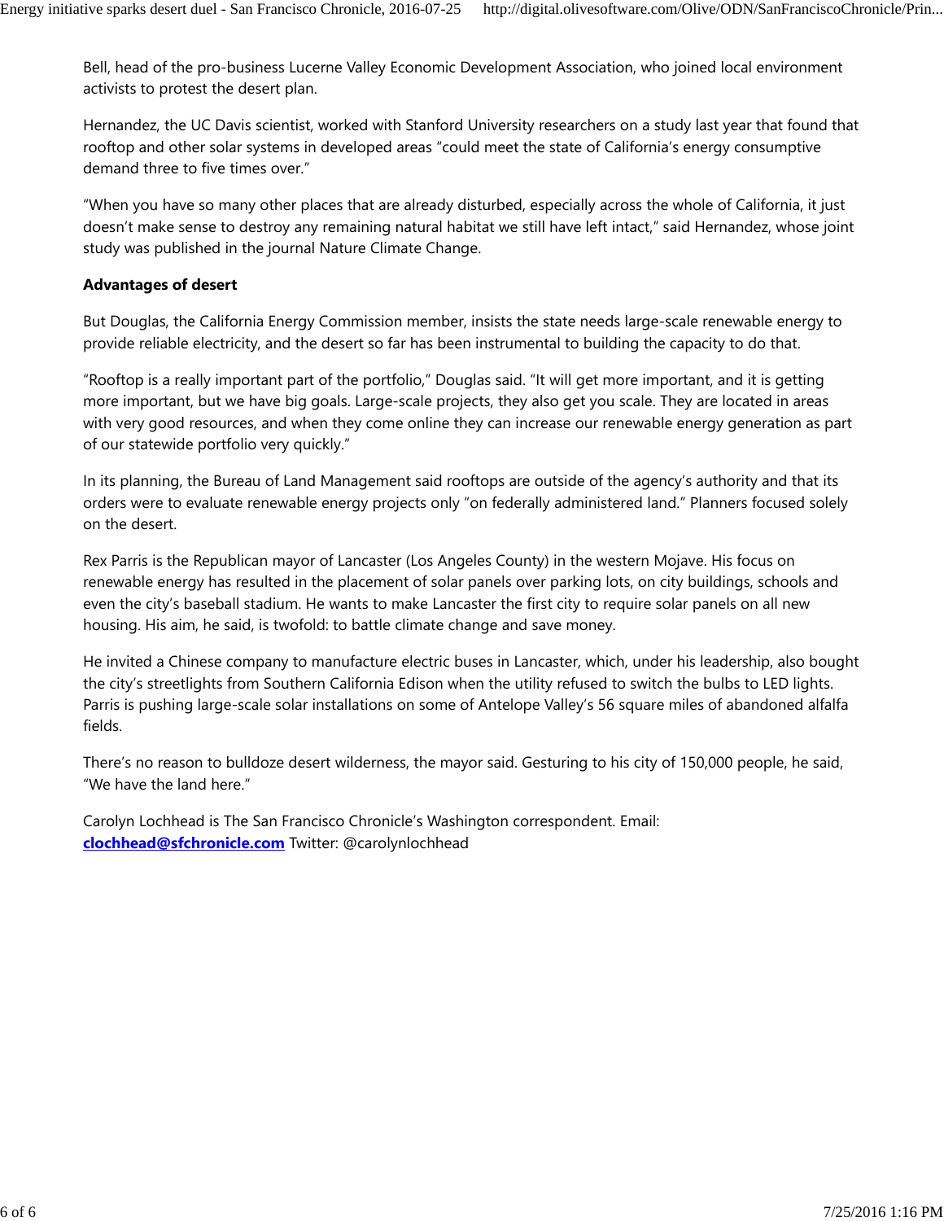Bell, head of the pro-business Lucerne Valley Economic Development Association, who joined local environment activists to protest the desert plan.

Hernandez, the UC Davis scientist, worked with Stanford University researchers on a study last year that found that rooftop and other solar systems in developed areas "could meet the state of California's energy consumptive demand three to five times over."

"When you have so many other places that are already disturbed, especially across the whole of California, it just doesn't make sense to destroy any remaining natural habitat we still have left intact," said Hernandez, whose joint study was published in the journal Nature Climate Change.

**Advantages of desert**

But Douglas, the California Energy Commission member, insists the state needs large-scale renewable energy to provide reliable electricity, and the desert so far has been instrumental to building the capacity to do that.

"Rooftop is a really important part of the portfolio," Douglas said. "It will get more important, and it is getting more important, but we have big goals. Large-scale projects, they also get you scale. They are located in areas with very good resources, and when they come online they can increase our renewable energy generation as part of our statewide portfolio very quickly."

In its planning, the Bureau of Land Management said rooftops are outside of the agency's authority and that its orders were to evaluate renewable energy projects only "on federally administered land." Planners focused solely on the desert.

Rex Parris is the Republican mayor of Lancaster (Los Angeles County) in the western Mojave. His focus on renewable energy has resulted in the placement of solar panels over parking lots, on city buildings, schools and even the city's baseball stadium. He wants to make Lancaster the first city to require solar panels on all new housing. His aim, he said, is twofold: to battle climate change and save money.

He invited a Chinese company to manufacture electric buses in Lancaster, which, under his leadership, also bought the city's streetlights from Southern California Edison when the utility refused to switch the bulbs to LED lights. Parris is pushing large-scale solar installations on some of Antelope Valley's 56 square miles of abandoned alfalfa fields.

There's no reason to bulldoze desert wilderness, the mayor said. Gesturing to his city of 150,000 people, he said, "We have the land here."

Carolyn Lochhead is The San Francisco Chronicle's Washington correspondent. Email: **clochhead@sfchronicle.com** Twitter: @carolynlochhead